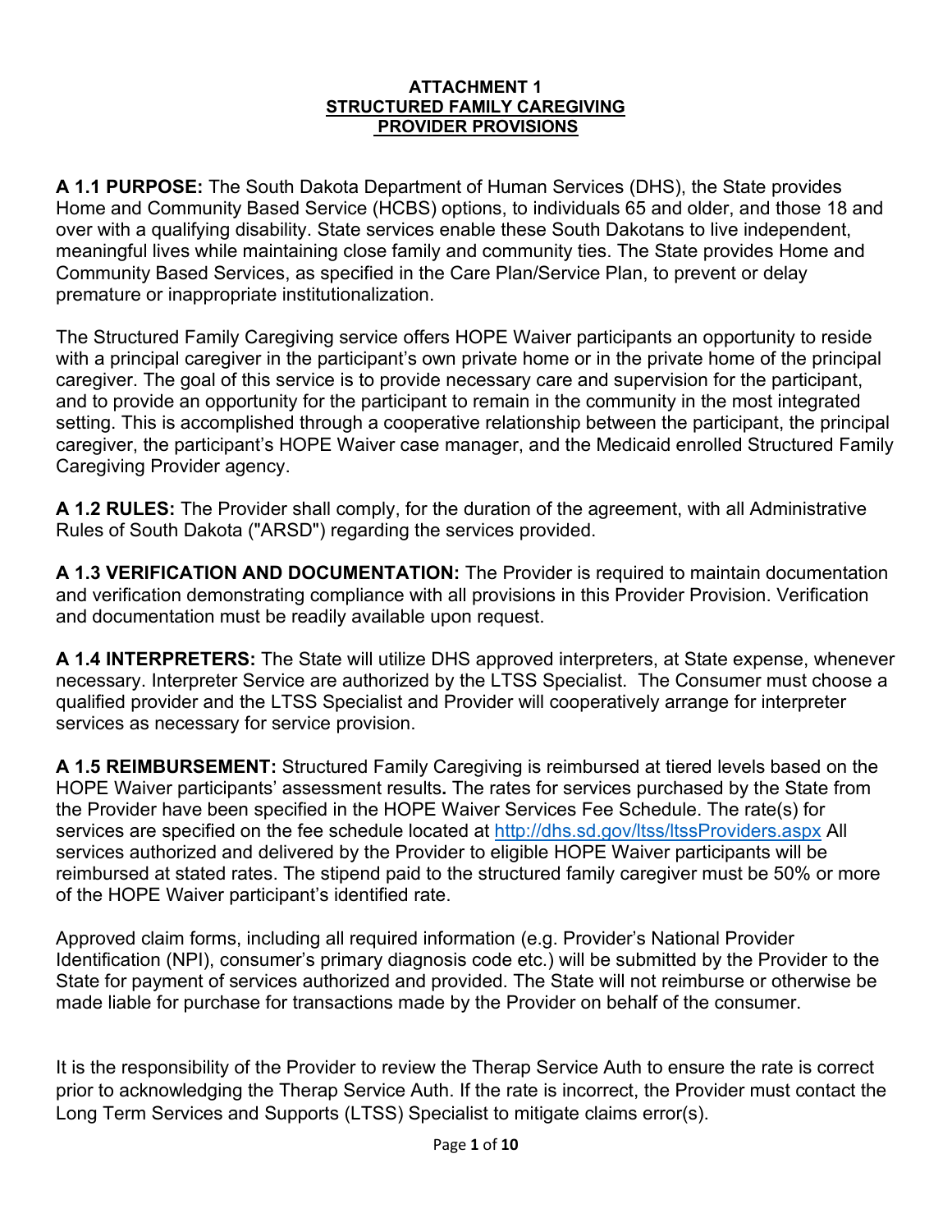**ATTACHMENT 1**
**STRUCTURED FAMILY CAREGIVING**
**PROVIDER PROVISIONS**

**A 1.1 PURPOSE:** The South Dakota Department of Human Services (DHS), the State provides Home and Community Based Service (HCBS) options, to individuals 65 and older, and those 18 and over with a qualifying disability. State services enable these South Dakotans to live independent, meaningful lives while maintaining close family and community ties. The State provides Home and Community Based Services, as specified in the Care Plan/Service Plan, to prevent or delay premature or inappropriate institutionalization.

The Structured Family Caregiving service offers HOPE Waiver participants an opportunity to reside with a principal caregiver in the participant's own private home or in the private home of the principal caregiver. The goal of this service is to provide necessary care and supervision for the participant, and to provide an opportunity for the participant to remain in the community in the most integrated setting. This is accomplished through a cooperative relationship between the participant, the principal caregiver, the participant's HOPE Waiver case manager, and the Medicaid enrolled Structured Family Caregiving Provider agency.

**A 1.2 RULES:** The Provider shall comply, for the duration of the agreement, with all Administrative Rules of South Dakota ("ARSD") regarding the services provided.

**A 1.3 VERIFICATION AND DOCUMENTATION:** The Provider is required to maintain documentation and verification demonstrating compliance with all provisions in this Provider Provision. Verification and documentation must be readily available upon request.

**A 1.4 INTERPRETERS:** The State will utilize DHS approved interpreters, at State expense, whenever necessary. Interpreter Service are authorized by the LTSS Specialist. The Consumer must choose a qualified provider and the LTSS Specialist and Provider will cooperatively arrange for interpreter services as necessary for service provision.

**A 1.5 REIMBURSEMENT:** Structured Family Caregiving is reimbursed at tiered levels based on the HOPE Waiver participants' assessment results**.** The rates for services purchased by the State from the Provider have been specified in the HOPE Waiver Services Fee Schedule. The rate(s) for services are specified on the fee schedule located at [http://dhs.sd.gov/ltss/ltssProviders.aspx](http://dhs.sd.gov/ltss/ltssProviders.aspx) All services authorized and delivered by the Provider to eligible HOPE Waiver participants will be reimbursed at stated rates. The stipend paid to the structured family caregiver must be 50% or more of the HOPE Waiver participant's identified rate.

Approved claim forms, including all required information (e.g. Provider's National Provider Identification (NPI), consumer's primary diagnosis code etc.) will be submitted by the Provider to the State for payment of services authorized and provided. The State will not reimburse or otherwise be made liable for purchase for transactions made by the Provider on behalf of the consumer.

It is the responsibility of the Provider to review the Therap Service Auth to ensure the rate is correct prior to acknowledging the Therap Service Auth. If the rate is incorrect, the Provider must contact the Long Term Services and Supports (LTSS) Specialist to mitigate claims error(s).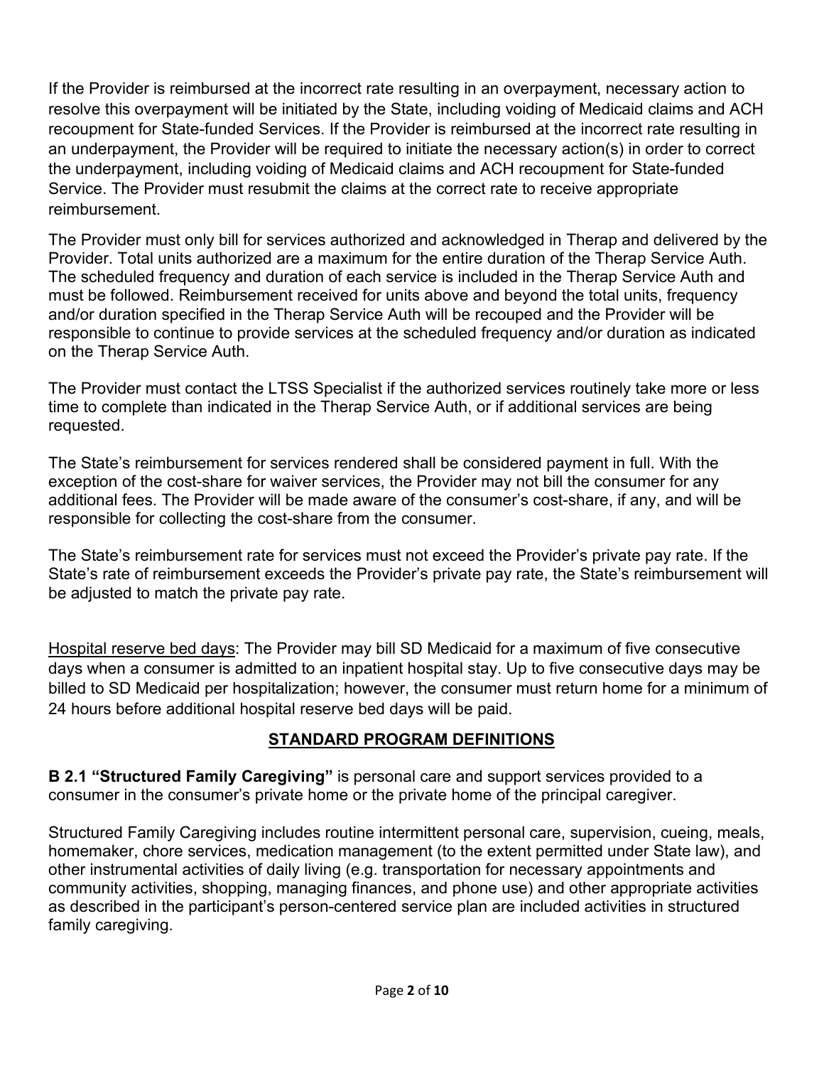If the Provider is reimbursed at the incorrect rate resulting in an overpayment, necessary action to resolve this overpayment will be initiated by the State, including voiding of Medicaid claims and ACH recoupment for State-funded Services. If the Provider is reimbursed at the incorrect rate resulting in an underpayment, the Provider will be required to initiate the necessary action(s) in order to correct the underpayment, including voiding of Medicaid claims and ACH recoupment for State-funded Service. The Provider must resubmit the claims at the correct rate to receive appropriate reimbursement.

The Provider must only bill for services authorized and acknowledged in Therap and delivered by the Provider. Total units authorized are a maximum for the entire duration of the Therap Service Auth. The scheduled frequency and duration of each service is included in the Therap Service Auth and must be followed. Reimbursement received for units above and beyond the total units, frequency and/or duration specified in the Therap Service Auth will be recouped and the Provider will be responsible to continue to provide services at the scheduled frequency and/or duration as indicated on the Therap Service Auth.

The Provider must contact the LTSS Specialist if the authorized services routinely take more or less time to complete than indicated in the Therap Service Auth, or if additional services are being requested.

The State's reimbursement for services rendered shall be considered payment in full. With the exception of the cost-share for waiver services, the Provider may not bill the consumer for any additional fees. The Provider will be made aware of the consumer's cost-share, if any, and will be responsible for collecting the cost-share from the consumer.

The State's reimbursement rate for services must not exceed the Provider's private pay rate. If the State's rate of reimbursement exceeds the Provider's private pay rate, the State's reimbursement will be adjusted to match the private pay rate.

Hospital reserve bed days: The Provider may bill SD Medicaid for a maximum of five consecutive days when a consumer is admitted to an inpatient hospital stay. Up to five consecutive days may be billed to SD Medicaid per hospitalization; however, the consumer must return home for a minimum of 24 hours before additional hospital reserve bed days will be paid.

## STANDARD PROGRAM DEFINITIONS

**B 2.1 "Structured Family Caregiving"** is personal care and support services provided to a consumer in the consumer's private home or the private home of the principal caregiver.

Structured Family Caregiving includes routine intermittent personal care, supervision, cueing, meals, homemaker, chore services, medication management (to the extent permitted under State law), and other instrumental activities of daily living (e.g. transportation for necessary appointments and community activities, shopping, managing finances, and phone use) and other appropriate activities as described in the participant's person-centered service plan are included activities in structured family caregiving.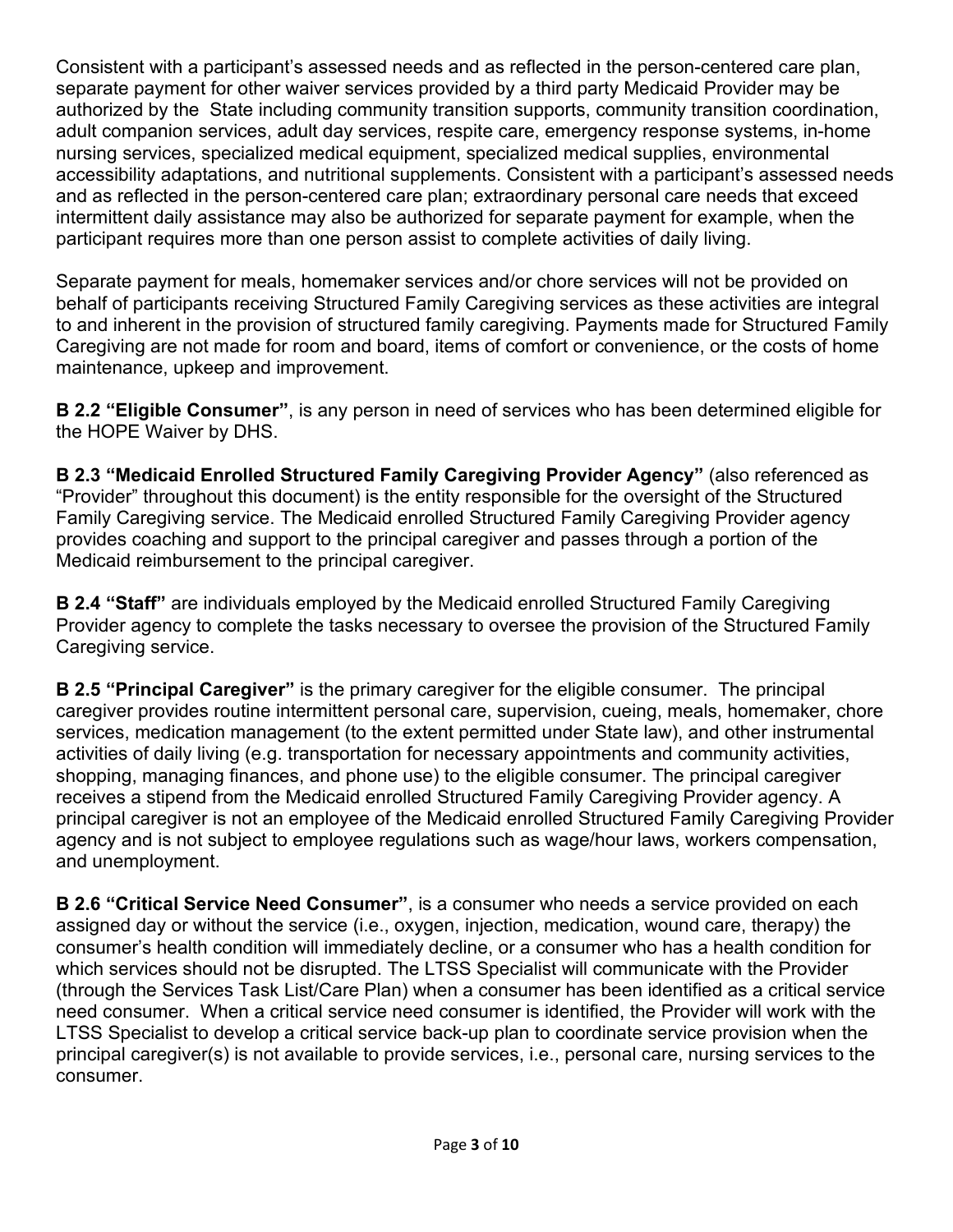Consistent with a participant's assessed needs and as reflected in the person-centered care plan, separate payment for other waiver services provided by a third party Medicaid Provider may be authorized by the State including community transition supports, community transition coordination, adult companion services, adult day services, respite care, emergency response systems, in-home nursing services, specialized medical equipment, specialized medical supplies, environmental accessibility adaptations, and nutritional supplements. Consistent with a participant's assessed needs and as reflected in the person-centered care plan; extraordinary personal care needs that exceed intermittent daily assistance may also be authorized for separate payment for example, when the participant requires more than one person assist to complete activities of daily living.

Separate payment for meals, homemaker services and/or chore services will not be provided on behalf of participants receiving Structured Family Caregiving services as these activities are integral to and inherent in the provision of structured family caregiving. Payments made for Structured Family Caregiving are not made for room and board, items of comfort or convenience, or the costs of home maintenance, upkeep and improvement.

**B 2.2 "Eligible Consumer"**, is any person in need of services who has been determined eligible for the HOPE Waiver by DHS.

**B 2.3 "Medicaid Enrolled Structured Family Caregiving Provider Agency"** (also referenced as "Provider" throughout this document) is the entity responsible for the oversight of the Structured Family Caregiving service. The Medicaid enrolled Structured Family Caregiving Provider agency provides coaching and support to the principal caregiver and passes through a portion of the Medicaid reimbursement to the principal caregiver.

**B 2.4 "Staff"** are individuals employed by the Medicaid enrolled Structured Family Caregiving Provider agency to complete the tasks necessary to oversee the provision of the Structured Family Caregiving service.

**B 2.5 "Principal Caregiver"** is the primary caregiver for the eligible consumer. The principal caregiver provides routine intermittent personal care, supervision, cueing, meals, homemaker, chore services, medication management (to the extent permitted under State law), and other instrumental activities of daily living (e.g. transportation for necessary appointments and community activities, shopping, managing finances, and phone use) to the eligible consumer. The principal caregiver receives a stipend from the Medicaid enrolled Structured Family Caregiving Provider agency. A principal caregiver is not an employee of the Medicaid enrolled Structured Family Caregiving Provider agency and is not subject to employee regulations such as wage/hour laws, workers compensation, and unemployment.

**B 2.6 "Critical Service Need Consumer"**, is a consumer who needs a service provided on each assigned day or without the service (i.e., oxygen, injection, medication, wound care, therapy) the consumer's health condition will immediately decline, or a consumer who has a health condition for which services should not be disrupted. The LTSS Specialist will communicate with the Provider (through the Services Task List/Care Plan) when a consumer has been identified as a critical service need consumer. When a critical service need consumer is identified, the Provider will work with the LTSS Specialist to develop a critical service back-up plan to coordinate service provision when the principal caregiver(s) is not available to provide services, i.e., personal care, nursing services to the consumer.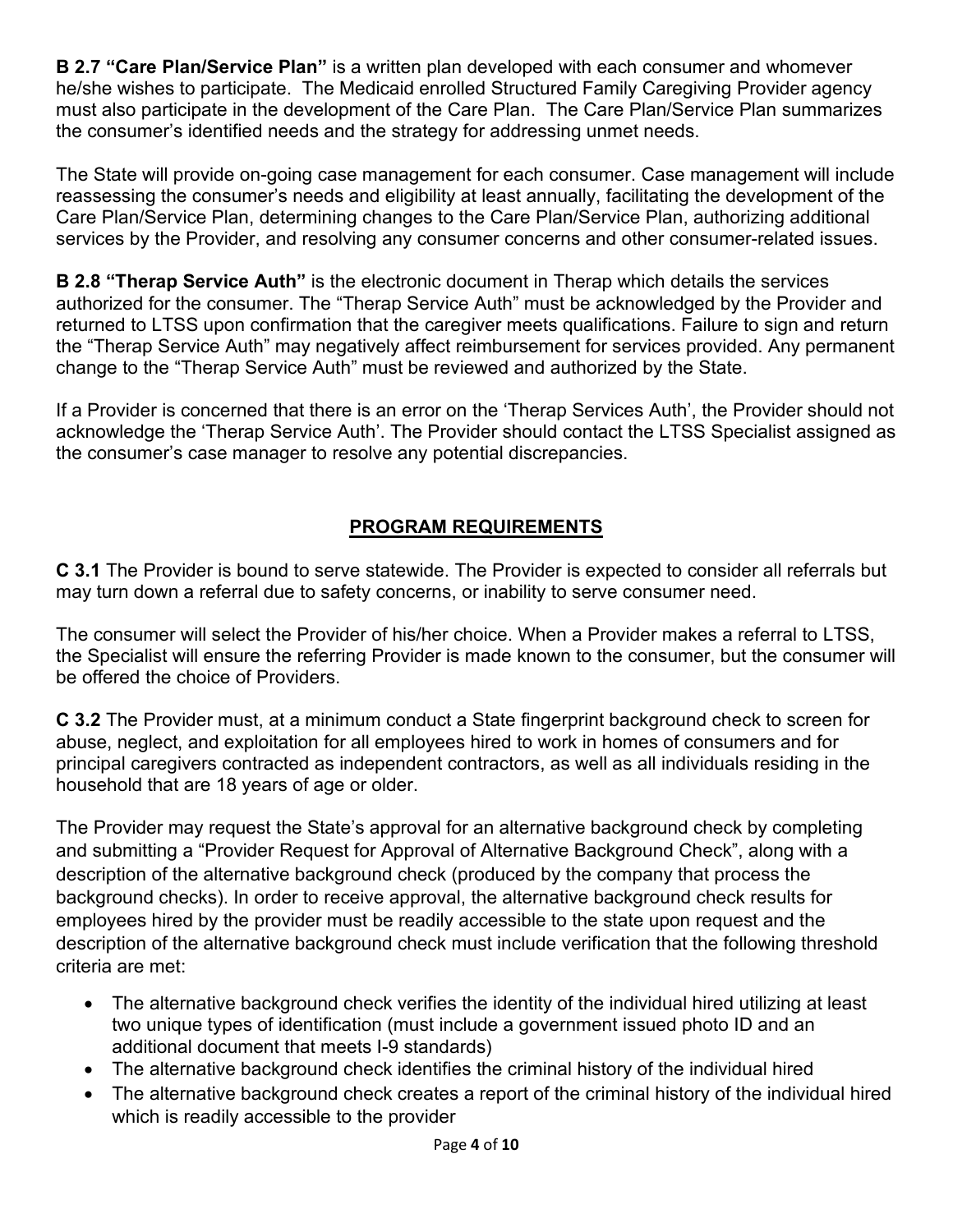**B 2.7 "Care Plan/Service Plan"** is a written plan developed with each consumer and whomever he/she wishes to participate. The Medicaid enrolled Structured Family Caregiving Provider agency must also participate in the development of the Care Plan. The Care Plan/Service Plan summarizes the consumer's identified needs and the strategy for addressing unmet needs.

The State will provide on-going case management for each consumer. Case management will include reassessing the consumer's needs and eligibility at least annually, facilitating the development of the Care Plan/Service Plan, determining changes to the Care Plan/Service Plan, authorizing additional services by the Provider, and resolving any consumer concerns and other consumer-related issues.

**B 2.8 "Therap Service Auth"** is the electronic document in Therap which details the services authorized for the consumer. The "Therap Service Auth" must be acknowledged by the Provider and returned to LTSS upon confirmation that the caregiver meets qualifications. Failure to sign and return the "Therap Service Auth" may negatively affect reimbursement for services provided. Any permanent change to the "Therap Service Auth" must be reviewed and authorized by the State.

If a Provider is concerned that there is an error on the 'Therap Services Auth', the Provider should not acknowledge the 'Therap Service Auth'. The Provider should contact the LTSS Specialist assigned as the consumer's case manager to resolve any potential discrepancies.

## PROGRAM REQUIREMENTS

**C 3.1** The Provider is bound to serve statewide. The Provider is expected to consider all referrals but may turn down a referral due to safety concerns, or inability to serve consumer need.

The consumer will select the Provider of his/her choice. When a Provider makes a referral to LTSS, the Specialist will ensure the referring Provider is made known to the consumer, but the consumer will be offered the choice of Providers.

**C 3.2** The Provider must, at a minimum conduct a State fingerprint background check to screen for abuse, neglect, and exploitation for all employees hired to work in homes of consumers and for principal caregivers contracted as independent contractors, as well as all individuals residing in the household that are 18 years of age or older.

The Provider may request the State's approval for an alternative background check by completing and submitting a "Provider Request for Approval of Alternative Background Check", along with a description of the alternative background check (produced by the company that process the background checks). In order to receive approval, the alternative background check results for employees hired by the provider must be readily accessible to the state upon request and the description of the alternative background check must include verification that the following threshold criteria are met:

- The alternative background check verifies the identity of the individual hired utilizing at least two unique types of identification (must include a government issued photo ID and an additional document that meets I-9 standards)
- The alternative background check identifies the criminal history of the individual hired
- The alternative background check creates a report of the criminal history of the individual hired which is readily accessible to the provider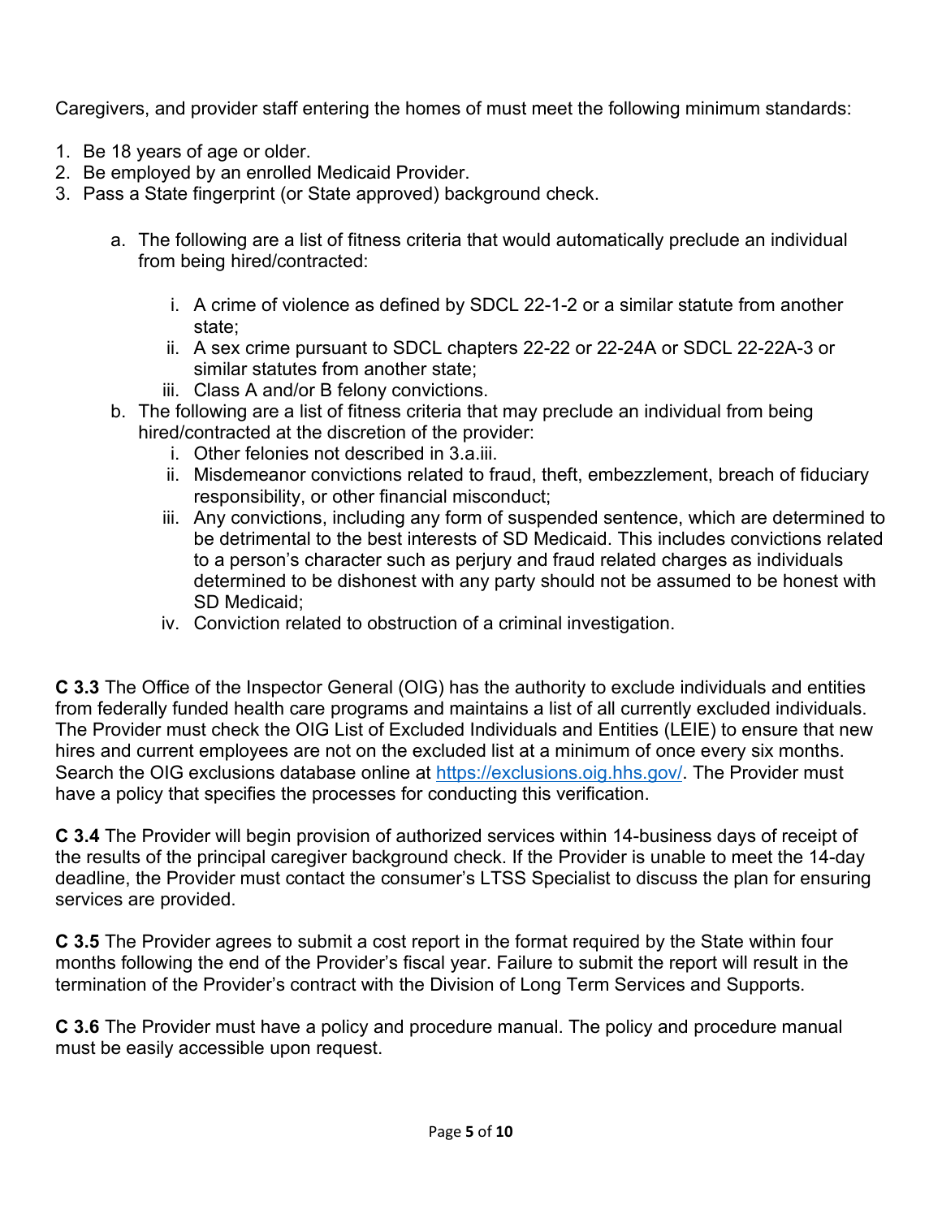Caregivers, and provider staff entering the homes of must meet the following minimum standards:

1. Be 18 years of age or older.
2. Be employed by an enrolled Medicaid Provider.
3. Pass a State fingerprint (or State approved) background check.
   a. The following are a list of fitness criteria that would automatically preclude an individual from being hired/contracted:
      i. A crime of violence as defined by SDCL 22-1-2 or a similar statute from another state;
      ii. A sex crime pursuant to SDCL chapters 22-22 or 22-24A or SDCL 22-22A-3 or similar statutes from another state;
      iii. Class A and/or B felony convictions.
   b. The following are a list of fitness criteria that may preclude an individual from being hired/contracted at the discretion of the provider:
      i. Other felonies not described in 3.a.iii.
      ii. Misdemeanor convictions related to fraud, theft, embezzlement, breach of fiduciary responsibility, or other financial misconduct;
      iii. Any convictions, including any form of suspended sentence, which are determined to be detrimental to the best interests of SD Medicaid. This includes convictions related to a person's character such as perjury and fraud related charges as individuals determined to be dishonest with any party should not be assumed to be honest with SD Medicaid;
      iv. Conviction related to obstruction of a criminal investigation.

**C 3.3** The Office of the Inspector General (OIG) has the authority to exclude individuals and entities from federally funded health care programs and maintains a list of all currently excluded individuals. The Provider must check the OIG List of Excluded Individuals and Entities (LEIE) to ensure that new hires and current employees are not on the excluded list at a minimum of once every six months. Search the OIG exclusions database online at [https://exclusions.oig.hhs.gov/](https://exclusions.oig.hhs.gov/). The Provider must have a policy that specifies the processes for conducting this verification.

**C 3.4** The Provider will begin provision of authorized services within 14-business days of receipt of the results of the principal caregiver background check. If the Provider is unable to meet the 14-day deadline, the Provider must contact the consumer's LTSS Specialist to discuss the plan for ensuring services are provided.

**C 3.5** The Provider agrees to submit a cost report in the format required by the State within four months following the end of the Provider's fiscal year. Failure to submit the report will result in the termination of the Provider's contract with the Division of Long Term Services and Supports.

**C 3.6** The Provider must have a policy and procedure manual. The policy and procedure manual must be easily accessible upon request.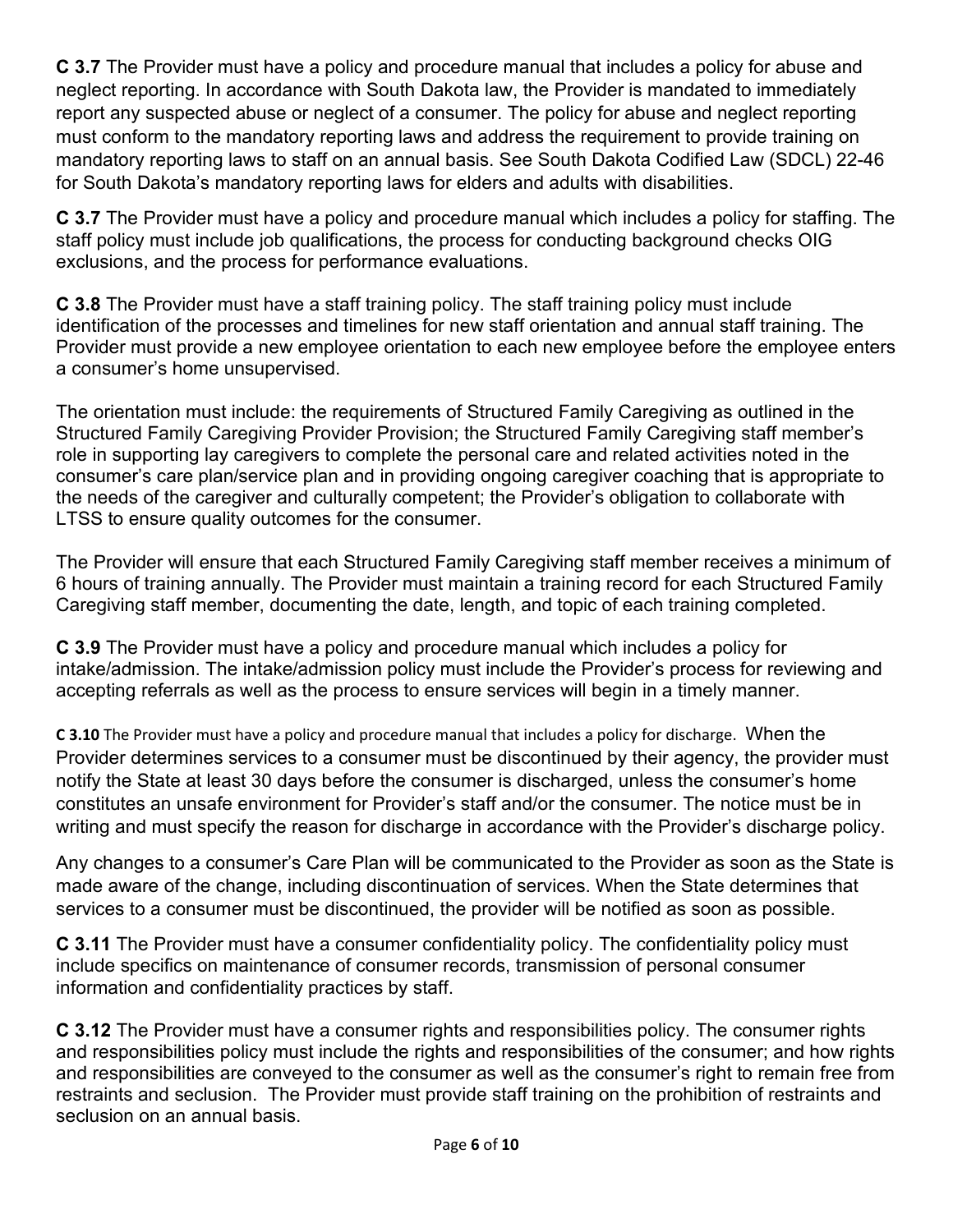**C 3.7** The Provider must have a policy and procedure manual that includes a policy for abuse and neglect reporting. In accordance with South Dakota law, the Provider is mandated to immediately report any suspected abuse or neglect of a consumer. The policy for abuse and neglect reporting must conform to the mandatory reporting laws and address the requirement to provide training on mandatory reporting laws to staff on an annual basis. See South Dakota Codified Law (SDCL) 22-46 for South Dakota's mandatory reporting laws for elders and adults with disabilities.

**C 3.7** The Provider must have a policy and procedure manual which includes a policy for staffing. The staff policy must include job qualifications, the process for conducting background checks OIG exclusions, and the process for performance evaluations.

**C 3.8** The Provider must have a staff training policy. The staff training policy must include identification of the processes and timelines for new staff orientation and annual staff training. The Provider must provide a new employee orientation to each new employee before the employee enters a consumer's home unsupervised.

The orientation must include: the requirements of Structured Family Caregiving as outlined in the Structured Family Caregiving Provider Provision; the Structured Family Caregiving staff member's role in supporting lay caregivers to complete the personal care and related activities noted in the consumer's care plan/service plan and in providing ongoing caregiver coaching that is appropriate to the needs of the caregiver and culturally competent; the Provider's obligation to collaborate with LTSS to ensure quality outcomes for the consumer.

The Provider will ensure that each Structured Family Caregiving staff member receives a minimum of 6 hours of training annually. The Provider must maintain a training record for each Structured Family Caregiving staff member, documenting the date, length, and topic of each training completed.

**C 3.9** The Provider must have a policy and procedure manual which includes a policy for intake/admission. The intake/admission policy must include the Provider's process for reviewing and accepting referrals as well as the process to ensure services will begin in a timely manner.

**C 3.10** The Provider must have a policy and procedure manual that includes a policy for discharge. When the Provider determines services to a consumer must be discontinued by their agency, the provider must notify the State at least 30 days before the consumer is discharged, unless the consumer's home constitutes an unsafe environment for Provider's staff and/or the consumer. The notice must be in writing and must specify the reason for discharge in accordance with the Provider's discharge policy.

Any changes to a consumer's Care Plan will be communicated to the Provider as soon as the State is made aware of the change, including discontinuation of services. When the State determines that services to a consumer must be discontinued, the provider will be notified as soon as possible.

**C 3.11** The Provider must have a consumer confidentiality policy. The confidentiality policy must include specifics on maintenance of consumer records, transmission of personal consumer information and confidentiality practices by staff.

**C 3.12** The Provider must have a consumer rights and responsibilities policy. The consumer rights and responsibilities policy must include the rights and responsibilities of the consumer; and how rights and responsibilities are conveyed to the consumer as well as the consumer's right to remain free from restraints and seclusion. The Provider must provide staff training on the prohibition of restraints and seclusion on an annual basis.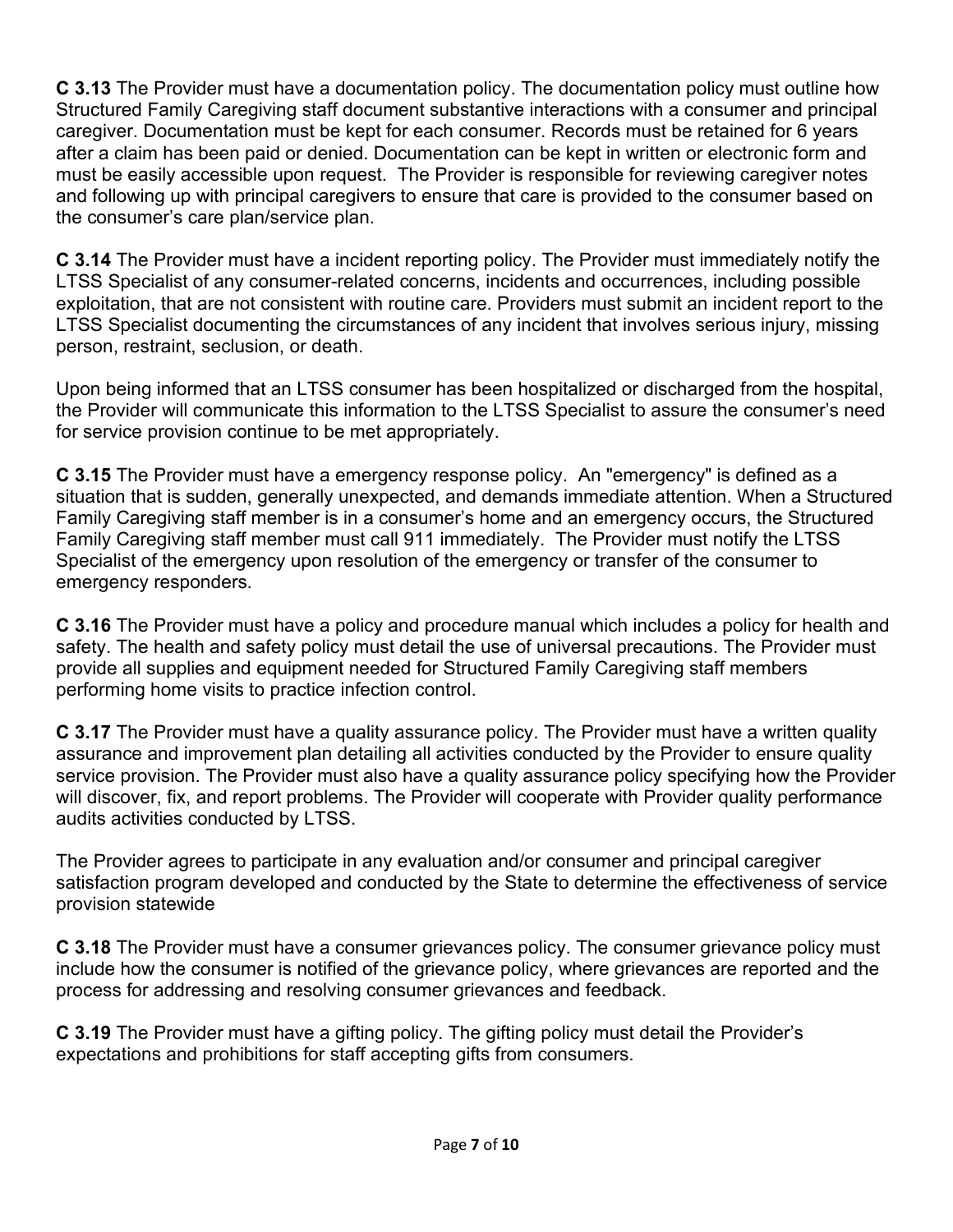**C 3.13** The Provider must have a documentation policy. The documentation policy must outline how Structured Family Caregiving staff document substantive interactions with a consumer and principal caregiver. Documentation must be kept for each consumer. Records must be retained for 6 years after a claim has been paid or denied. Documentation can be kept in written or electronic form and must be easily accessible upon request. The Provider is responsible for reviewing caregiver notes and following up with principal caregivers to ensure that care is provided to the consumer based on the consumer's care plan/service plan.

**C 3.14** The Provider must have a incident reporting policy. The Provider must immediately notify the LTSS Specialist of any consumer-related concerns, incidents and occurrences, including possible exploitation, that are not consistent with routine care. Providers must submit an incident report to the LTSS Specialist documenting the circumstances of any incident that involves serious injury, missing person, restraint, seclusion, or death.

Upon being informed that an LTSS consumer has been hospitalized or discharged from the hospital, the Provider will communicate this information to the LTSS Specialist to assure the consumer's need for service provision continue to be met appropriately.

**C 3.15** The Provider must have a emergency response policy. An "emergency" is defined as a situation that is sudden, generally unexpected, and demands immediate attention. When a Structured Family Caregiving staff member is in a consumer's home and an emergency occurs, the Structured Family Caregiving staff member must call 911 immediately. The Provider must notify the LTSS Specialist of the emergency upon resolution of the emergency or transfer of the consumer to emergency responders.

**C 3.16** The Provider must have a policy and procedure manual which includes a policy for health and safety. The health and safety policy must detail the use of universal precautions. The Provider must provide all supplies and equipment needed for Structured Family Caregiving staff members performing home visits to practice infection control.

**C 3.17** The Provider must have a quality assurance policy. The Provider must have a written quality assurance and improvement plan detailing all activities conducted by the Provider to ensure quality service provision. The Provider must also have a quality assurance policy specifying how the Provider will discover, fix, and report problems. The Provider will cooperate with Provider quality performance audits activities conducted by LTSS.

The Provider agrees to participate in any evaluation and/or consumer and principal caregiver satisfaction program developed and conducted by the State to determine the effectiveness of service provision statewide

**C 3.18** The Provider must have a consumer grievances policy. The consumer grievance policy must include how the consumer is notified of the grievance policy, where grievances are reported and the process for addressing and resolving consumer grievances and feedback.

**C 3.19** The Provider must have a gifting policy. The gifting policy must detail the Provider's expectations and prohibitions for staff accepting gifts from consumers.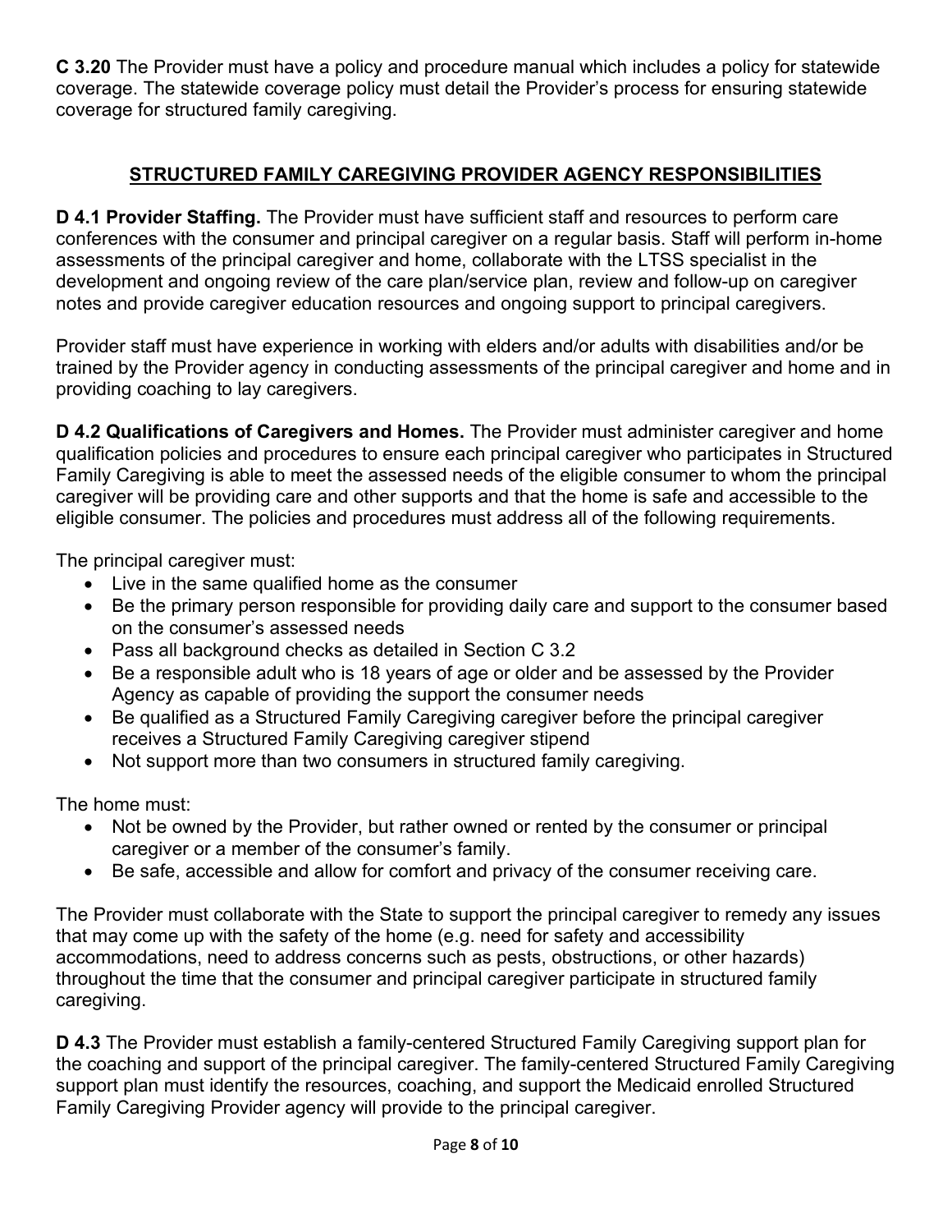**C 3.20** The Provider must have a policy and procedure manual which includes a policy for statewide coverage. The statewide coverage policy must detail the Provider's process for ensuring statewide coverage for structured family caregiving.

## STRUCTURED FAMILY CAREGIVING PROVIDER AGENCY RESPONSIBILITIES

**D 4.1 Provider Staffing.** The Provider must have sufficient staff and resources to perform care conferences with the consumer and principal caregiver on a regular basis. Staff will perform in-home assessments of the principal caregiver and home, collaborate with the LTSS specialist in the development and ongoing review of the care plan/service plan, review and follow-up on caregiver notes and provide caregiver education resources and ongoing support to principal caregivers.

Provider staff must have experience in working with elders and/or adults with disabilities and/or be trained by the Provider agency in conducting assessments of the principal caregiver and home and in providing coaching to lay caregivers.

**D 4.2 Qualifications of Caregivers and Homes.** The Provider must administer caregiver and home qualification policies and procedures to ensure each principal caregiver who participates in Structured Family Caregiving is able to meet the assessed needs of the eligible consumer to whom the principal caregiver will be providing care and other supports and that the home is safe and accessible to the eligible consumer. The policies and procedures must address all of the following requirements.

The principal caregiver must:

- Live in the same qualified home as the consumer
- Be the primary person responsible for providing daily care and support to the consumer based on the consumer's assessed needs
- Pass all background checks as detailed in Section C 3.2
- Be a responsible adult who is 18 years of age or older and be assessed by the Provider Agency as capable of providing the support the consumer needs
- Be qualified as a Structured Family Caregiving caregiver before the principal caregiver receives a Structured Family Caregiving caregiver stipend
- Not support more than two consumers in structured family caregiving.

The home must:

- Not be owned by the Provider, but rather owned or rented by the consumer or principal caregiver or a member of the consumer's family.
- Be safe, accessible and allow for comfort and privacy of the consumer receiving care.

The Provider must collaborate with the State to support the principal caregiver to remedy any issues that may come up with the safety of the home (e.g. need for safety and accessibility accommodations, need to address concerns such as pests, obstructions, or other hazards) throughout the time that the consumer and principal caregiver participate in structured family caregiving.

**D 4.3** The Provider must establish a family-centered Structured Family Caregiving support plan for the coaching and support of the principal caregiver. The family-centered Structured Family Caregiving support plan must identify the resources, coaching, and support the Medicaid enrolled Structured Family Caregiving Provider agency will provide to the principal caregiver.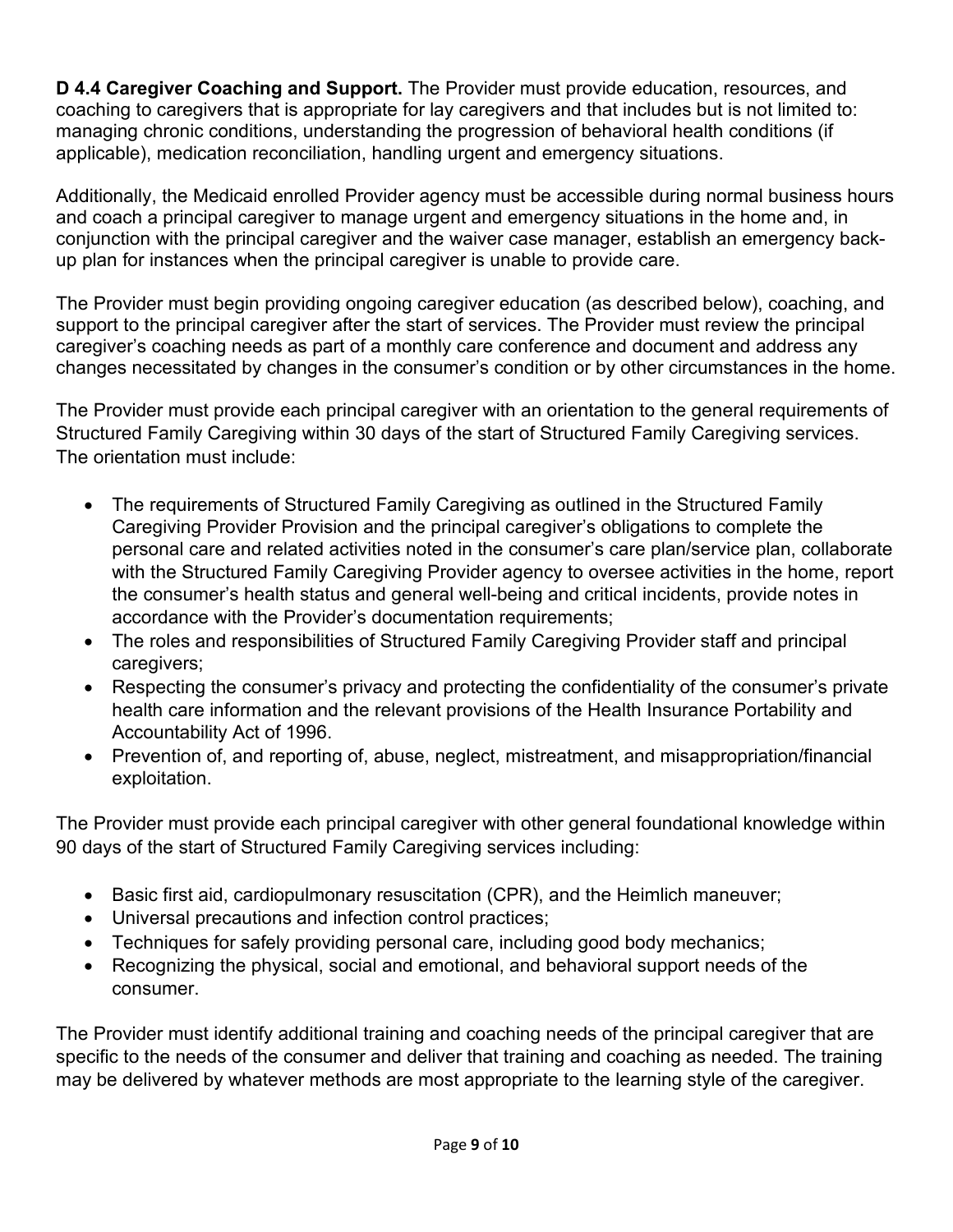**D 4.4 Caregiver Coaching and Support.** The Provider must provide education, resources, and coaching to caregivers that is appropriate for lay caregivers and that includes but is not limited to: managing chronic conditions, understanding the progression of behavioral health conditions (if applicable), medication reconciliation, handling urgent and emergency situations.

Additionally, the Medicaid enrolled Provider agency must be accessible during normal business hours and coach a principal caregiver to manage urgent and emergency situations in the home and, in conjunction with the principal caregiver and the waiver case manager, establish an emergency back-up plan for instances when the principal caregiver is unable to provide care.

The Provider must begin providing ongoing caregiver education (as described below), coaching, and support to the principal caregiver after the start of services. The Provider must review the principal caregiver's coaching needs as part of a monthly care conference and document and address any changes necessitated by changes in the consumer's condition or by other circumstances in the home.

The Provider must provide each principal caregiver with an orientation to the general requirements of Structured Family Caregiving within 30 days of the start of Structured Family Caregiving services. The orientation must include:

- The requirements of Structured Family Caregiving as outlined in the Structured Family Caregiving Provider Provision and the principal caregiver's obligations to complete the personal care and related activities noted in the consumer's care plan/service plan, collaborate with the Structured Family Caregiving Provider agency to oversee activities in the home, report the consumer's health status and general well-being and critical incidents, provide notes in accordance with the Provider's documentation requirements;
- The roles and responsibilities of Structured Family Caregiving Provider staff and principal caregivers;
- Respecting the consumer's privacy and protecting the confidentiality of the consumer's private health care information and the relevant provisions of the Health Insurance Portability and Accountability Act of 1996.
- Prevention of, and reporting of, abuse, neglect, mistreatment, and misappropriation/financial exploitation.

The Provider must provide each principal caregiver with other general foundational knowledge within 90 days of the start of Structured Family Caregiving services including:

- Basic first aid, cardiopulmonary resuscitation (CPR), and the Heimlich maneuver;
- Universal precautions and infection control practices;
- Techniques for safely providing personal care, including good body mechanics;
- Recognizing the physical, social and emotional, and behavioral support needs of the consumer.

The Provider must identify additional training and coaching needs of the principal caregiver that are specific to the needs of the consumer and deliver that training and coaching as needed. The training may be delivered by whatever methods are most appropriate to the learning style of the caregiver.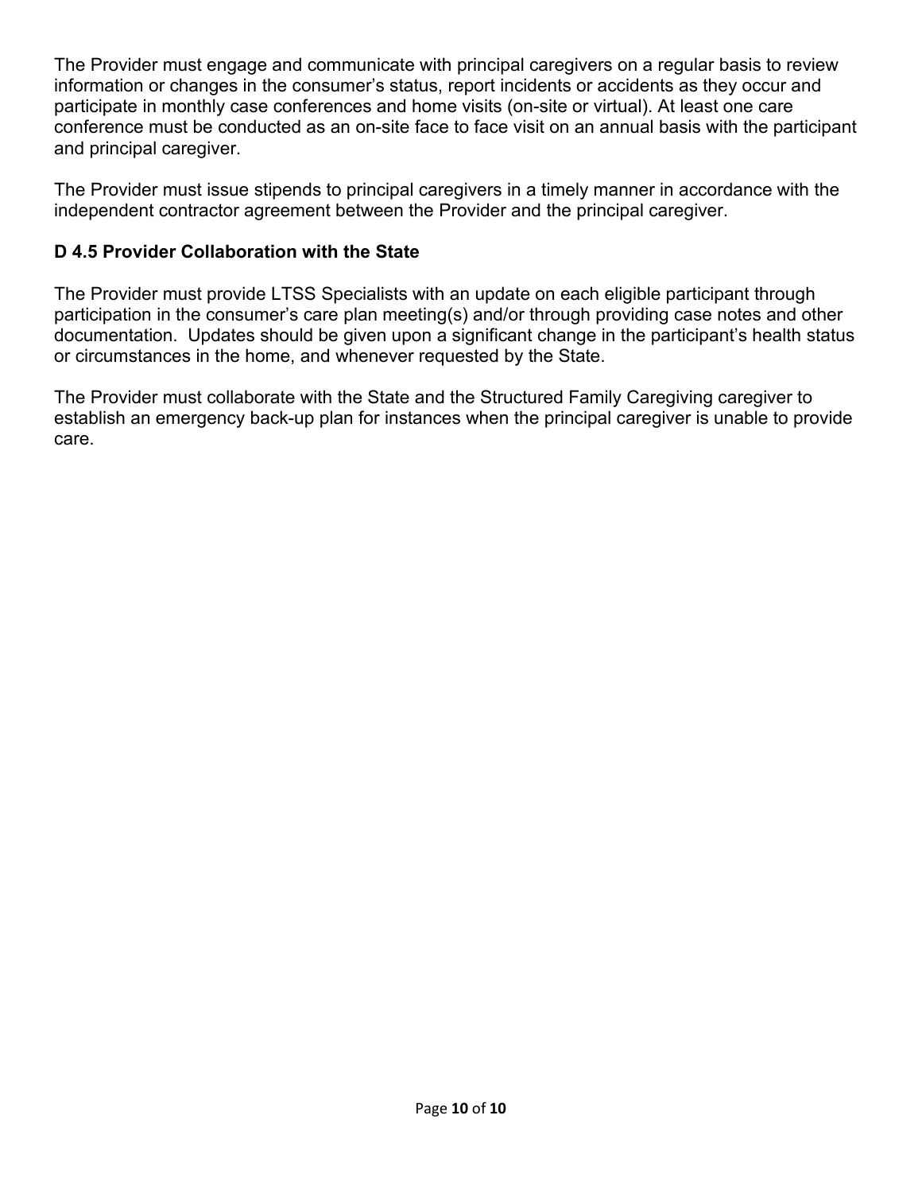The Provider must engage and communicate with principal caregivers on a regular basis to review information or changes in the consumer's status, report incidents or accidents as they occur and participate in monthly case conferences and home visits (on-site or virtual). At least one care conference must be conducted as an on-site face to face visit on an annual basis with the participant and principal caregiver.

The Provider must issue stipends to principal caregivers in a timely manner in accordance with the independent contractor agreement between the Provider and the principal caregiver.

### D 4.5 Provider Collaboration with the State

The Provider must provide LTSS Specialists with an update on each eligible participant through participation in the consumer's care plan meeting(s) and/or through providing case notes and other documentation. Updates should be given upon a significant change in the participant's health status or circumstances in the home, and whenever requested by the State.

The Provider must collaborate with the State and the Structured Family Caregiving caregiver to establish an emergency back-up plan for instances when the principal caregiver is unable to provide care.